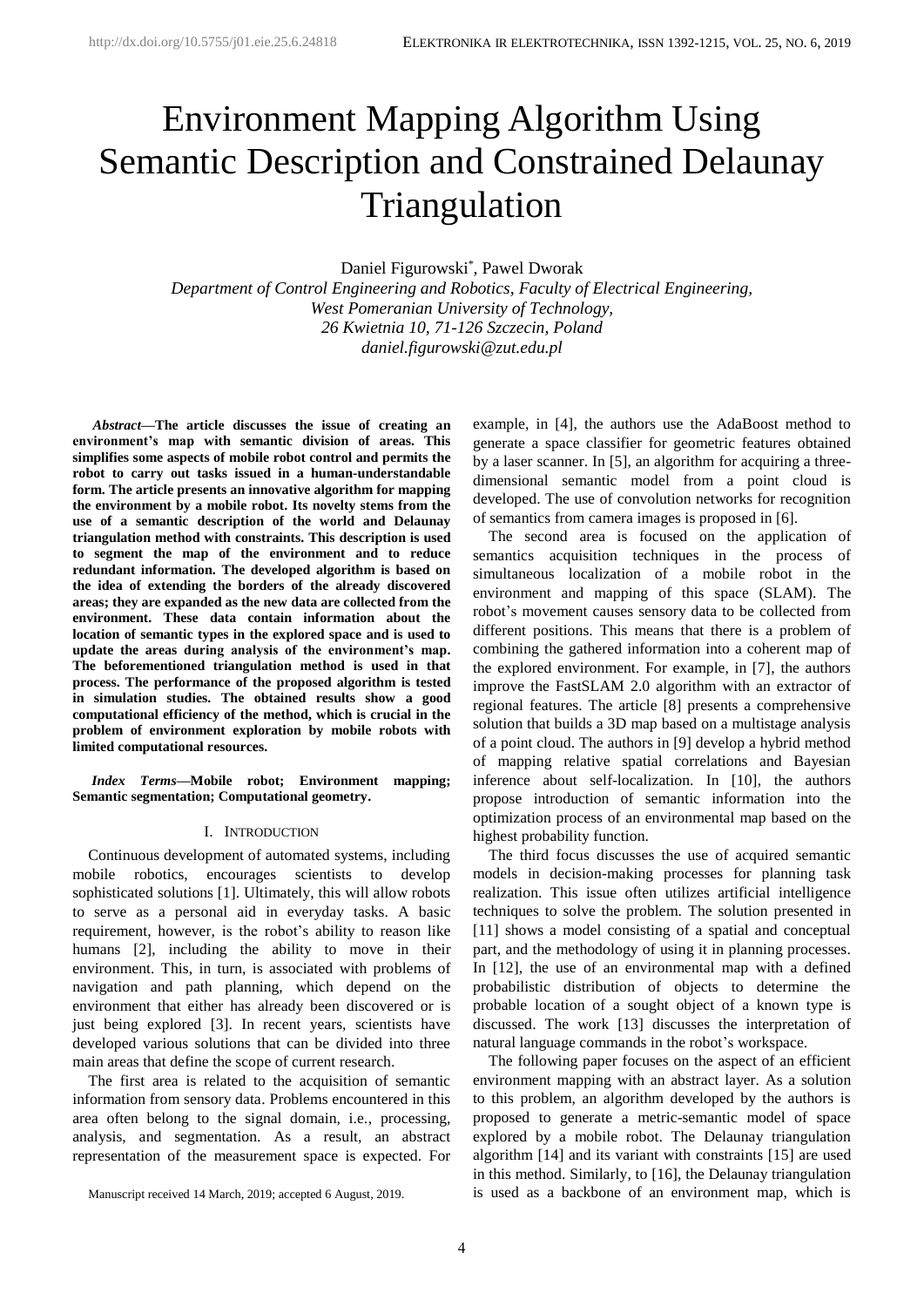# Environment Mapping Algorithm Using Semantic Description and Constrained Delaunay Triangulation

Daniel Figurowski*, Pawel Dworak

*Department of Control Engineering and Robotics, Faculty of Electrical Engineering, West Pomeranian University of Technology, 26 Kwietnia 10, 71-126 Szczecin, Poland*
*daniel.figurowski@zut.edu.pl*

***Abstract*—The article discusses the issue of creating an environment's map with semantic division of areas. This simplifies some aspects of mobile robot control and permits the robot to carry out tasks issued in a human-understandable form. The article presents an innovative algorithm for mapping the environment by a mobile robot. Its novelty stems from the use of a semantic description of the world and Delaunay triangulation method with constraints. This description is used to segment the map of the environment and to reduce redundant information. The developed algorithm is based on the idea of extending the borders of the already discovered areas; they are expanded as the new data are collected from the environment. These data contain information about the location of semantic types in the explored space and is used to update the areas during analysis of the environment's map. The beforementioned triangulation method is used in that process. The performance of the proposed algorithm is tested in simulation studies. The obtained results show a good computational efficiency of the method, which is crucial in the problem of environment exploration by mobile robots with limited computational resources.**

***Index Terms*—Mobile robot; Environment mapping; Semantic segmentation; Computational geometry.**

## I. Introduction

Continuous development of automated systems, including mobile robotics, encourages scientists to develop sophisticated solutions [1]. Ultimately, this will allow robots to serve as a personal aid in everyday tasks. A basic requirement, however, is the robot's ability to reason like humans [2], including the ability to move in their environment. This, in turn, is associated with problems of navigation and path planning, which depend on the environment that either has already been discovered or is just being explored [3]. In recent years, scientists have developed various solutions that can be divided into three main areas that define the scope of current research.

The first area is related to the acquisition of semantic information from sensory data. Problems encountered in this area often belong to the signal domain, i.e., processing, analysis, and segmentation. As a result, an abstract representation of the measurement space is expected. For example, in [4], the authors use the AdaBoost method to generate a space classifier for geometric features obtained by a laser scanner. In [5], an algorithm for acquiring a three-dimensional semantic model from a point cloud is developed. The use of convolution networks for recognition of semantics from camera images is proposed in [6].

The second area is focused on the application of semantics acquisition techniques in the process of simultaneous localization of a mobile robot in the environment and mapping of this space (SLAM). The robot's movement causes sensory data to be collected from different positions. This means that there is a problem of combining the gathered information into a coherent map of the explored environment. For example, in [7], the authors improve the FastSLAM 2.0 algorithm with an extractor of regional features. The article [8] presents a comprehensive solution that builds a 3D map based on a multistage analysis of a point cloud. The authors in [9] develop a hybrid method of mapping relative spatial correlations and Bayesian inference about self-localization. In [10], the authors propose introduction of semantic information into the optimization process of an environmental map based on the highest probability function.

The third focus discusses the use of acquired semantic models in decision-making processes for planning task realization. This issue often utilizes artificial intelligence techniques to solve the problem. The solution presented in [11] shows a model consisting of a spatial and conceptual part, and the methodology of using it in planning processes. In [12], the use of an environmental map with a defined probabilistic distribution of objects to determine the probable location of a sought object of a known type is discussed. The work [13] discusses the interpretation of natural language commands in the robot's workspace.

The following paper focuses on the aspect of an efficient environment mapping with an abstract layer. As a solution to this problem, an algorithm developed by the authors is proposed to generate a metric-semantic model of space explored by a mobile robot. The Delaunay triangulation algorithm [14] and its variant with constraints [15] are used in this method. Similarly, to [16], the Delaunay triangulation is used as a backbone of an environment map, which is

Manuscript received 14 March, 2019; accepted 6 August, 2019.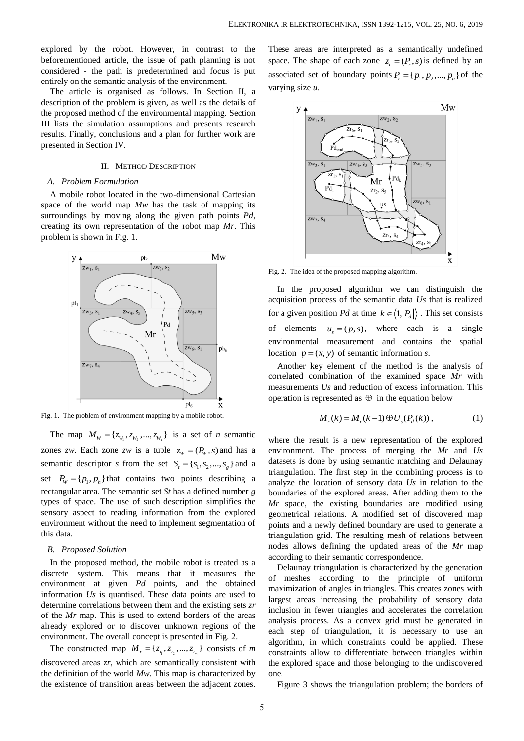explored by the robot. However, in contrast to the beforementioned article, the issue of path planning is not considered - the path is predetermined and focus is put entirely on the semantic analysis of the environment.

The article is organised as follows. In Section II, a description of the problem is given, as well as the details of the proposed method of the environmental mapping. Section III lists the simulation assumptions and presents research results. Finally, conclusions and a plan for further work are presented in Section IV.

## II. Method Description

### A. Problem Formulation

A mobile robot located in the two-dimensional Cartesian space of the world map *Mw* has the task of mapping its surroundings by moving along the given path points *Pd*, creating its own representation of the robot map *Mr*. This problem is shown in Fig. 1.

Fig. 1. The problem of environment mapping by a mobile robot.

The map $M_W = \{z_{W_1}, z_{W_2}, ..., z_{W_n}\}$ is a set of *n* semantic zones *zw*. Each zone *zw* is a tuple $z_W = (P_W, s)$ and has a semantic descriptor *s* from the set $S_t = \{s_1, s_2, ..., s_g\}$ and a set $P_W = \{p_l, p_h\}$ that contains two points describing a rectangular area. The semantic set *St* has a defined number *g* types of space. The use of such description simplifies the sensory aspect to reading information from the explored environment without the need to implement segmentation of this data.

### B. Proposed Solution

In the proposed method, the mobile robot is treated as a discrete system. This means that it measures the environment at given *Pd* points, and the obtained information *Us* is quantised. These data points are used to determine correlations between them and the existing sets *zr* of the *Mr* map. This is used to extend borders of the areas already explored or to discover unknown regions of the environment. The overall concept is presented in Fig. 2.

The constructed map $M_r = \{z_{r_1}, z_{r_2}, ..., z_{r_m}\}$ consists of *m* discovered areas *zr*, which are semantically consistent with the definition of the world *Mw*. This map is characterized by the existence of transition areas between the adjacent zones. These areas are interpreted as a semantically undefined space. The shape of each zone $z_r = (P_r, s)$ is defined by an associated set of boundary points $P_r = \{p_1, p_2, ..., p_u\}$ of the varying size *u*.

Fig. 2. The idea of the proposed mapping algorithm.

In the proposed algorithm we can distinguish the acquisition process of the semantic data *Us* that is realized for a given position *Pd* at time $k \in \langle 1, |P_d| \rangle$. This set consists of elements $u_s = (p, s)$, where each is a single environmental measurement and contains the spatial location $p = (x, y)$ of semantic information *s*.

Another key element of the method is the analysis of correlated combination of the examined space *Mr* with measurements *Us* and reduction of excess information. This operation is represented as $\oplus$ in the equation below

$$M_r(k) = M_r(k-1) \oplus U_s(P_d(k)), \tag{1}$$

where the result is a new representation of the explored environment. The process of merging the *Mr* and *Us* datasets is done by using semantic matching and Delaunay triangulation. The first step in the combining process is to analyze the location of sensory data *Us* in relation to the boundaries of the explored areas. After adding them to the *Mr* space, the existing boundaries are modified using geometrical relations. A modified set of discovered map points and a newly defined boundary are used to generate a triangulation grid. The resulting mesh of relations between nodes allows defining the updated areas of the *Mr* map according to their semantic correspondence.

Delaunay triangulation is characterized by the generation of meshes according to the principle of uniform maximization of angles in triangles. This creates zones with largest areas increasing the probability of sensory data inclusion in fewer triangles and accelerates the correlation analysis process. As a convex grid must be generated in each step of triangulation, it is necessary to use an algorithm, in which constraints could be applied. These constraints allow to differentiate between triangles within the explored space and those belonging to the undiscovered one.

Figure 3 shows the triangulation problem; the borders of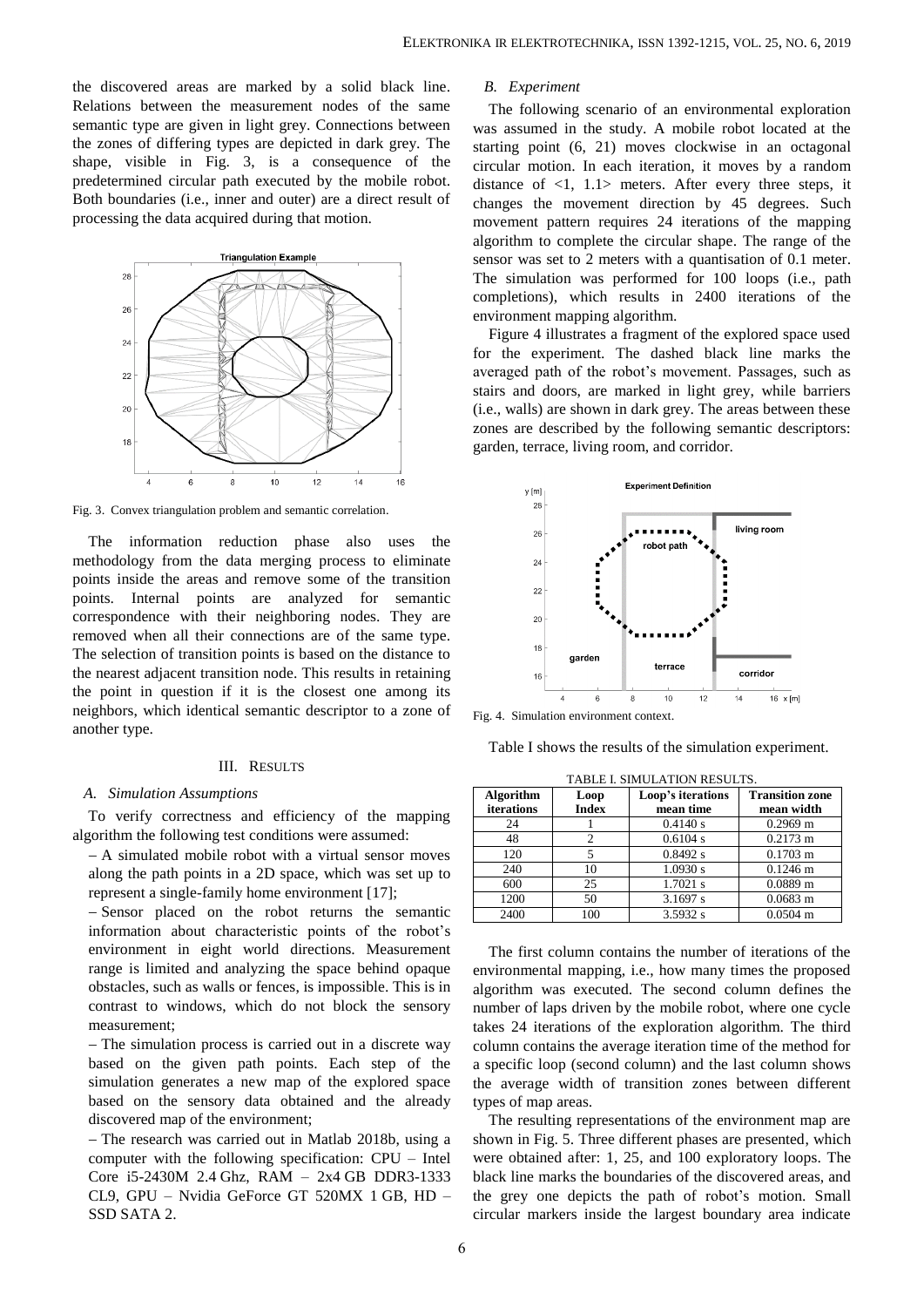the discovered areas are marked by a solid black line. Relations between the measurement nodes of the same semantic type are given in light grey. Connections between the zones of differing types are depicted in dark grey. The shape, visible in Fig. 3, is a consequence of the predetermined circular path executed by the mobile robot. Both boundaries (i.e., inner and outer) are a direct result of processing the data acquired during that motion.

Fig. 3. Convex triangulation problem and semantic correlation.

The information reduction phase also uses the methodology from the data merging process to eliminate points inside the areas and remove some of the transition points. Internal points are analyzed for semantic correspondence with their neighboring nodes. They are removed when all their connections are of the same type. The selection of transition points is based on the distance to the nearest adjacent transition node. This results in retaining the point in question if it is the closest one among its neighbors, which identical semantic descriptor to a zone of another type.

## III. Results

### A. Simulation Assumptions

To verify correctness and efficiency of the mapping algorithm the following test conditions were assumed:

– A simulated mobile robot with a virtual sensor moves along the path points in a 2D space, which was set up to represent a single-family home environment [17];

– Sensor placed on the robot returns the semantic information about characteristic points of the robot's environment in eight world directions. Measurement range is limited and analyzing the space behind opaque obstacles, such as walls or fences, is impossible. This is in contrast to windows, which do not block the sensory measurement;

– The simulation process is carried out in a discrete way based on the given path points. Each step of the simulation generates a new map of the explored space based on the sensory data obtained and the already discovered map of the environment;

– The research was carried out in Matlab 2018b, using a computer with the following specification: CPU – Intel Core i5-2430M 2.4 GHz, RAM – 2x4 GB DDR3-1333 CL9, GPU – Nvidia GeForce GT 520MX 1 GB, HD – SSD SATA 2.

### B. Experiment

The following scenario of an environmental exploration was assumed in the study. A mobile robot located at the starting point (6, 21) moves clockwise in an octagonal circular motion. In each iteration, it moves by a random distance of <1, 1.1> meters. After every three steps, it changes the movement direction by 45 degrees. Such movement pattern requires 24 iterations of the mapping algorithm to complete the circular shape. The range of the sensor was set to 2 meters with a quantisation of 0.1 meter. The simulation was performed for 100 loops (i.e., path completions), which results in 2400 iterations of the environment mapping algorithm.

Figure 4 illustrates a fragment of the explored space used for the experiment. The dashed black line marks the averaged path of the robot's movement. Passages, such as stairs and doors, are marked in light grey, while barriers (i.e., walls) are shown in dark grey. The areas between these zones are described by the following semantic descriptors: garden, terrace, living room, and corridor.

Fig. 4. Simulation environment context.

Table I shows the results of the simulation experiment.

TABLE I. SIMULATION RESULTS.

| Algorithm iterations | Loop Index | Loop's iterations mean time | Transition zone mean width |
|---|---|---|---|
| 24 | 1 | 0.4140 s | 0.2969 m |
| 48 | 2 | 0.6104 s | 0.2173 m |
| 120 | 5 | 0.8492 s | 0.1703 m |
| 240 | 10 | 1.0930 s | 0.1246 m |
| 600 | 25 | 1.7021 s | 0.0889 m |
| 1200 | 50 | 3.1697 s | 0.0683 m |
| 2400 | 100 | 3.5932 s | 0.0504 m |

The first column contains the number of iterations of the environmental mapping, i.e., how many times the proposed algorithm was executed. The second column defines the number of laps driven by the mobile robot, where one cycle takes 24 iterations of the exploration algorithm. The third column contains the average iteration time of the method for a specific loop (second column) and the last column shows the average width of transition zones between different types of map areas.

The resulting representations of the environment map are shown in Fig. 5. Three different phases are presented, which were obtained after: 1, 25, and 100 exploratory loops. The black line marks the boundaries of the discovered areas, and the grey one depicts the path of robot's motion. Small circular markers inside the largest boundary area indicate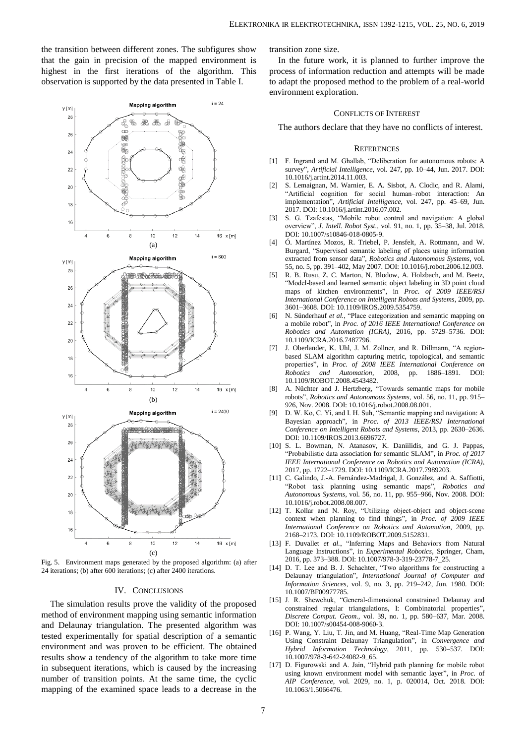the transition between different zones. The subfigures show that the gain in precision of the mapped environment is highest in the first iterations of the algorithm. This observation is supported by the data presented in Table I.

Mapping algorithm
i = 24
y [m]
28
26
24
22
20
18
16
4 6 8 10 12 14 16 x [m]
(a)

Mapping algorithm
i = 600
y [m]
28
26
24
22
20
18
16
4 6 8 10 12 14 16 x [m]
(b)

Mapping algorithm
i = 2400
y [m]
28
26
24
22
20
18
16
4 6 8 10 12 14 16 x [m]
(c)

Fig. 5. Environment maps generated by the proposed algorithm: (a) after 24 iterations; (b) after 600 iterations; (c) after 2400 iterations.

## IV. CONCLUSIONS

The simulation results prove the validity of the proposed method of environment mapping using semantic information and Delaunay triangulation. The presented algorithm was tested experimentally for spatial description of a semantic environment and was proven to be efficient. The obtained results show a tendency of the algorithm to take more time in subsequent iterations, which is caused by the increasing number of transition points. At the same time, the cyclic mapping of the examined space leads to a decrease in the transition zone size.

In the future work, it is planned to further improve the process of information reduction and attempts will be made to adapt the proposed method to the problem of a real-world environment exploration.

## CONFLICTS OF INTEREST

The authors declare that they have no conflicts of interest.

## REFERENCES

[1] F. Ingrand and M. Ghallab, "Deliberation for autonomous robots: A survey", *Artificial Intelligence*, vol. 247, pp. 10–44, Jun. 2017. DOI: 10.1016/j.artint.2014.11.003.

[2] S. Lemaignan, M. Warnier, E. A. Sisbot, A. Clodic, and R. Alami, "Artificial cognition for social human–robot interaction: An implementation", *Artificial Intelligence*, vol. 247, pp. 45–69, Jun. 2017. DOI: 10.1016/j.artint.2016.07.002.

[3] S. G. Tzafestas, "Mobile robot control and navigation: A global overview", *J. Intell. Robot Syst.*, vol. 91, no. 1, pp. 35–38, Jul. 2018. DOI: 10.1007/s10846-018-0805-9.

[4] Ó. Martínez Mozos, R. Triebel, P. Jensfelt, A. Rottmann, and W. Burgard, "Supervised semantic labeling of places using information extracted from sensor data", *Robotics and Autonomous Systems*, vol. 55, no. 5, pp. 391–402, May 2007. DOI: 10.1016/j.robot.2006.12.003.

[5] R. B. Rusu, Z. C. Marton, N. Blodow, A. Holzbach, and M. Beetz, "Model-based and learned semantic object labeling in 3D point cloud maps of kitchen environments", in *Proc. of 2009 IEEE/RSJ International Conference on Intelligent Robots and Systems*, 2009, pp. 3601–3608. DOI: 10.1109/IROS.2009.5354759.

[6] N. Sünderhauf *et al.*, "Place categorization and semantic mapping on a mobile robot", in *Proc. of 2016 IEEE International Conference on Robotics and Automation (ICRA)*, 2016, pp. 5729–5736. DOI: 10.1109/ICRA.2016.7487796.

[7] J. Oberlander, K. Uhl, J. M. Zollner, and R. Dillmann, "A region-based SLAM algorithm capturing metric, topological, and semantic properties", in *Proc. of 2008 IEEE International Conference on Robotics and Automation*, 2008, pp. 1886–1891. DOI: 10.1109/ROBOT.2008.4543482.

[8] A. Nüchter and J. Hertzberg, "Towards semantic maps for mobile robots", *Robotics and Autonomous Systems*, vol. 56, no. 11, pp. 915–926, Nov. 2008. DOI: 10.1016/j.robot.2008.08.001.

[9] D. W. Ko, C. Yi, and I. H. Suh, "Semantic mapping and navigation: A Bayesian approach", in *Proc. of 2013 IEEE/RSJ International Conference on Intelligent Robots and Systems*, 2013, pp. 2630–2636. DOI: 10.1109/IROS.2013.6696727.

[10] S. L. Bowman, N. Atanasov, K. Daniilidis, and G. J. Pappas, "Probabilistic data association for semantic SLAM", in *Proc. of 2017 IEEE International Conference on Robotics and Automation (ICRA)*, 2017, pp. 1722–1729. DOI: 10.1109/ICRA.2017.7989203.

[11] C. Galindo, J.-A. Fernández-Madrigal, J. González, and A. Saffiotti, "Robot task planning using semantic maps", *Robotics and Autonomous Systems*, vol. 56, no. 11, pp. 955–966, Nov. 2008. DOI: 10.1016/j.robot.2008.08.007.

[12] T. Kollar and N. Roy, "Utilizing object-object and object-scene context when planning to find things", in *Proc. of 2009 IEEE International Conference on Robotics and Automation*, 2009, pp. 2168–2173. DOI: 10.1109/ROBOT.2009.5152831.

[13] F. Duvallet *et al.*, "Inferring Maps and Behaviors from Natural Language Instructions", in *Experimental Robotics*, Springer, Cham, 2016, pp. 373–388. DOI: 10.1007/978-3-319-23778-7_25.

[14] D. T. Lee and B. J. Schachter, "Two algorithms for constructing a Delaunay triangulation", *International Journal of Computer and Information Sciences*, vol. 9, no. 3, pp. 219–242, Jun. 1980. DOI: 10.1007/BF00977785.

[15] J. R. Shewchuk, "General-dimensional constrained Delaunay and constrained regular triangulations, I: Combinatorial properties", *Discrete Comput. Geom.*, vol. 39, no. 1, pp. 580–637, Mar. 2008. DOI: 10.1007/s00454-008-9060-3.

[16] P. Wang, Y. Liu, T. Jin, and M. Huang, "Real-Time Map Generation Using Constraint Delaunay Triangulation", in *Convergence and Hybrid Information Technology*, 2011, pp. 530–537. DOI: 10.1007/978-3-642-24082-9_65.

[17] D. Figurowski and A. Jain, "Hybrid path planning for mobile robot using known environment model with semantic layer", in *Proc.* of *AIP Conference*, vol. 2029, no. 1, p. 020014, Oct. 2018. DOI: 10.1063/1.5066476.